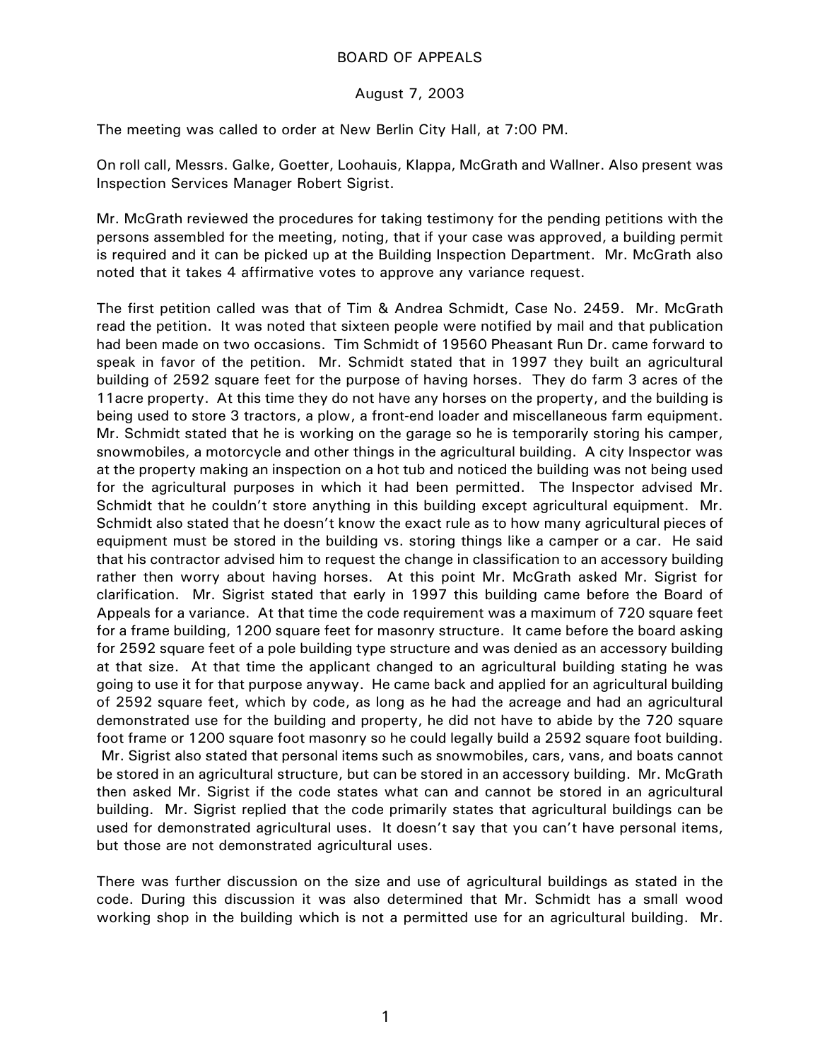# BOARD OF APPEALS

August 7, 2003

The meeting was called to order at New Berlin City Hall, at 7:00 PM.

On roll call, Messrs. Galke, Goetter, Loohauis, Klappa, McGrath and Wallner. Also present was Inspection Services Manager Robert Sigrist.

Mr. McGrath reviewed the procedures for taking testimony for the pending petitions with the persons assembled for the meeting, noting, that if your case was approved, a building permit is required and it can be picked up at the Building Inspection Department. Mr. McGrath also noted that it takes 4 affirmative votes to approve any variance request.

The first petition called was that of Tim & Andrea Schmidt, Case No. 2459. Mr. McGrath read the petition. It was noted that sixteen people were notified by mail and that publication had been made on two occasions. Tim Schmidt of 19560 Pheasant Run Dr. came forward to speak in favor of the petition. Mr. Schmidt stated that in 1997 they built an agricultural building of 2592 square feet for the purpose of having horses. They do farm 3 acres of the 11acre property. At this time they do not have any horses on the property, and the building is being used to store 3 tractors, a plow, a front-end loader and miscellaneous farm equipment. Mr. Schmidt stated that he is working on the garage so he is temporarily storing his camper, snowmobiles, a motorcycle and other things in the agricultural building. A city Inspector was at the property making an inspection on a hot tub and noticed the building was not being used for the agricultural purposes in which it had been permitted. The Inspector advised Mr. Schmidt that he couldn't store anything in this building except agricultural equipment. Mr. Schmidt also stated that he doesn't know the exact rule as to how many agricultural pieces of equipment must be stored in the building vs. storing things like a camper or a car. He said that his contractor advised him to request the change in classification to an accessory building rather then worry about having horses. At this point Mr. McGrath asked Mr. Sigrist for clarification. Mr. Sigrist stated that early in 1997 this building came before the Board of Appeals for a variance. At that time the code requirement was a maximum of 720 square feet for a frame building, 1200 square feet for masonry structure. It came before the board asking for 2592 square feet of a pole building type structure and was denied as an accessory building at that size. At that time the applicant changed to an agricultural building stating he was going to use it for that purpose anyway. He came back and applied for an agricultural building of 2592 square feet, which by code, as long as he had the acreage and had an agricultural demonstrated use for the building and property, he did not have to abide by the 720 square foot frame or 1200 square foot masonry so he could legally build a 2592 square foot building. Mr. Sigrist also stated that personal items such as snowmobiles, cars, vans, and boats cannot be stored in an agricultural structure, but can be stored in an accessory building. Mr. McGrath then asked Mr. Sigrist if the code states what can and cannot be stored in an agricultural building. Mr. Sigrist replied that the code primarily states that agricultural buildings can be used for demonstrated agricultural uses. It doesn't say that you can't have personal items, but those are not demonstrated agricultural uses.

There was further discussion on the size and use of agricultural buildings as stated in the code. During this discussion it was also determined that Mr. Schmidt has a small wood working shop in the building which is not a permitted use for an agricultural building. Mr.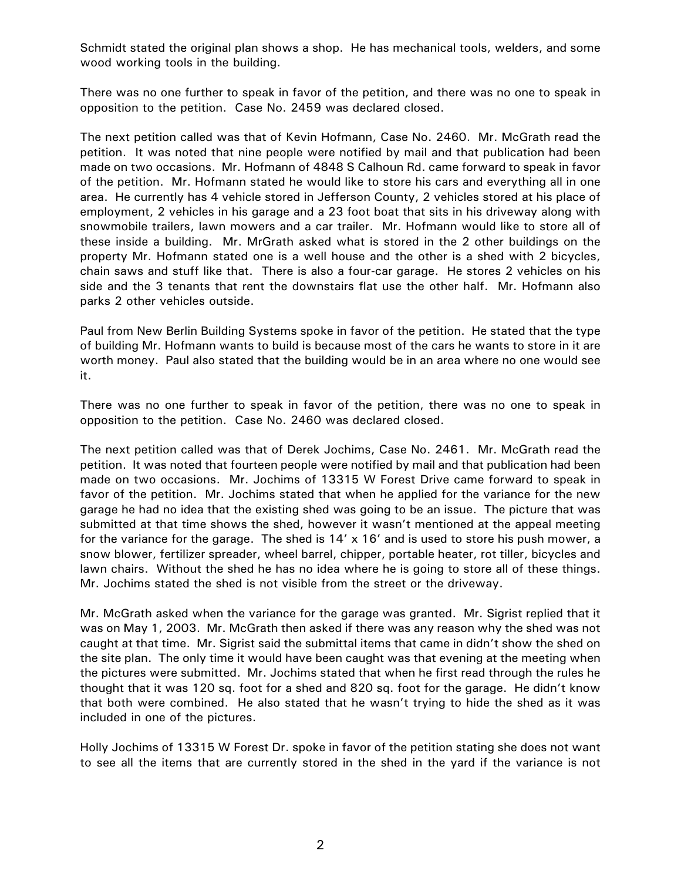Schmidt stated the original plan shows a shop. He has mechanical tools, welders, and some wood working tools in the building.

There was no one further to speak in favor of the petition, and there was no one to speak in opposition to the petition. Case No. 2459 was declared closed.

The next petition called was that of Kevin Hofmann, Case No. 2460. Mr. McGrath read the petition. It was noted that nine people were notified by mail and that publication had been made on two occasions. Mr. Hofmann of 4848 S Calhoun Rd. came forward to speak in favor of the petition. Mr. Hofmann stated he would like to store his cars and everything all in one area. He currently has 4 vehicle stored in Jefferson County, 2 vehicles stored at his place of employment, 2 vehicles in his garage and a 23 foot boat that sits in his driveway along with snowmobile trailers, lawn mowers and a car trailer. Mr. Hofmann would like to store all of these inside a building. Mr. MrGrath asked what is stored in the 2 other buildings on the property Mr. Hofmann stated one is a well house and the other is a shed with 2 bicycles, chain saws and stuff like that. There is also a four-car garage. He stores 2 vehicles on his side and the 3 tenants that rent the downstairs flat use the other half. Mr. Hofmann also parks 2 other vehicles outside.

Paul from New Berlin Building Systems spoke in favor of the petition. He stated that the type of building Mr. Hofmann wants to build is because most of the cars he wants to store in it are worth money. Paul also stated that the building would be in an area where no one would see it.

There was no one further to speak in favor of the petition, there was no one to speak in opposition to the petition. Case No. 2460 was declared closed.

The next petition called was that of Derek Jochims, Case No. 2461. Mr. McGrath read the petition. It was noted that fourteen people were notified by mail and that publication had been made on two occasions. Mr. Jochims of 13315 W Forest Drive came forward to speak in favor of the petition. Mr. Jochims stated that when he applied for the variance for the new garage he had no idea that the existing shed was going to be an issue. The picture that was submitted at that time shows the shed, however it wasn't mentioned at the appeal meeting for the variance for the garage. The shed is 14' x 16' and is used to store his push mower, a snow blower, fertilizer spreader, wheel barrel, chipper, portable heater, rot tiller, bicycles and lawn chairs. Without the shed he has no idea where he is going to store all of these things. Mr. Jochims stated the shed is not visible from the street or the driveway.

Mr. McGrath asked when the variance for the garage was granted. Mr. Sigrist replied that it was on May 1, 2003. Mr. McGrath then asked if there was any reason why the shed was not caught at that time. Mr. Sigrist said the submittal items that came in didn't show the shed on the site plan. The only time it would have been caught was that evening at the meeting when the pictures were submitted. Mr. Jochims stated that when he first read through the rules he thought that it was 120 sq. foot for a shed and 820 sq. foot for the garage. He didn't know that both were combined. He also stated that he wasn't trying to hide the shed as it was included in one of the pictures.

Holly Jochims of 13315 W Forest Dr. spoke in favor of the petition stating she does not want to see all the items that are currently stored in the shed in the yard if the variance is not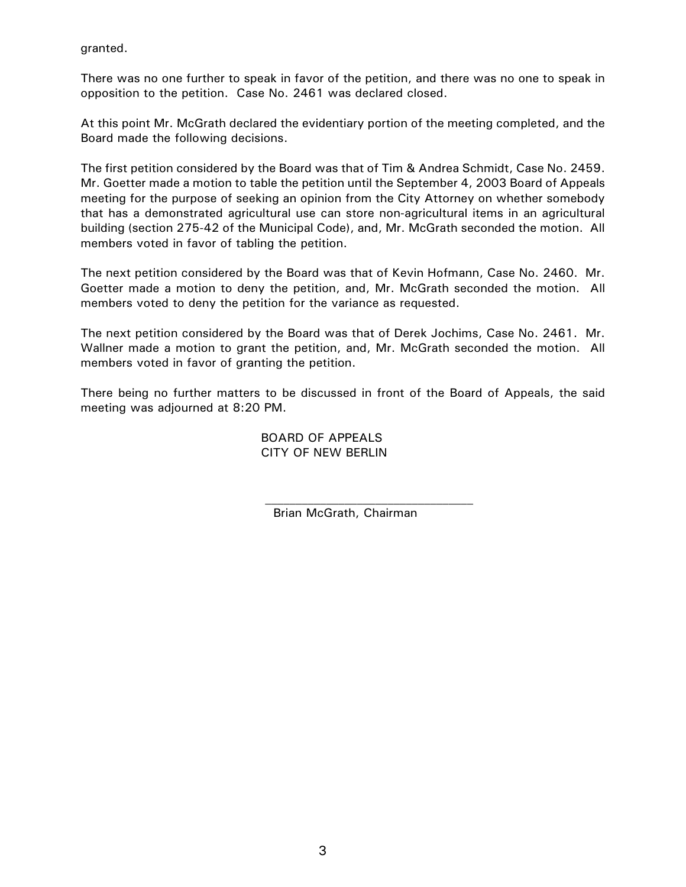granted.

There was no one further to speak in favor of the petition, and there was no one to speak in opposition to the petition. Case No. 2461 was declared closed.

At this point Mr. McGrath declared the evidentiary portion of the meeting completed, and the Board made the following decisions.

The first petition considered by the Board was that of Tim & Andrea Schmidt, Case No. 2459. Mr. Goetter made a motion to table the petition until the September 4, 2003 Board of Appeals meeting for the purpose of seeking an opinion from the City Attorney on whether somebody that has a demonstrated agricultural use can store non-agricultural items in an agricultural building (section 275-42 of the Municipal Code), and, Mr. McGrath seconded the motion. All members voted in favor of tabling the petition.

The next petition considered by the Board was that of Kevin Hofmann, Case No. 2460. Mr. Goetter made a motion to deny the petition, and, Mr. McGrath seconded the motion. All members voted to deny the petition for the variance as requested.

The next petition considered by the Board was that of Derek Jochims, Case No. 2461. Mr. Wallner made a motion to grant the petition, and, Mr. McGrath seconded the motion. All members voted in favor of granting the petition.

There being no further matters to be discussed in front of the Board of Appeals, the said meeting was adjourned at 8:20 PM.

BOARD OF APPEALS
CITY OF NEW BERLIN

\_\_\_\_\_\_\_\_\_\_\_\_\_\_\_\_\_\_\_\_\_\_\_\_\_\_\_\_\_\_\_\_
Brian McGrath, Chairman